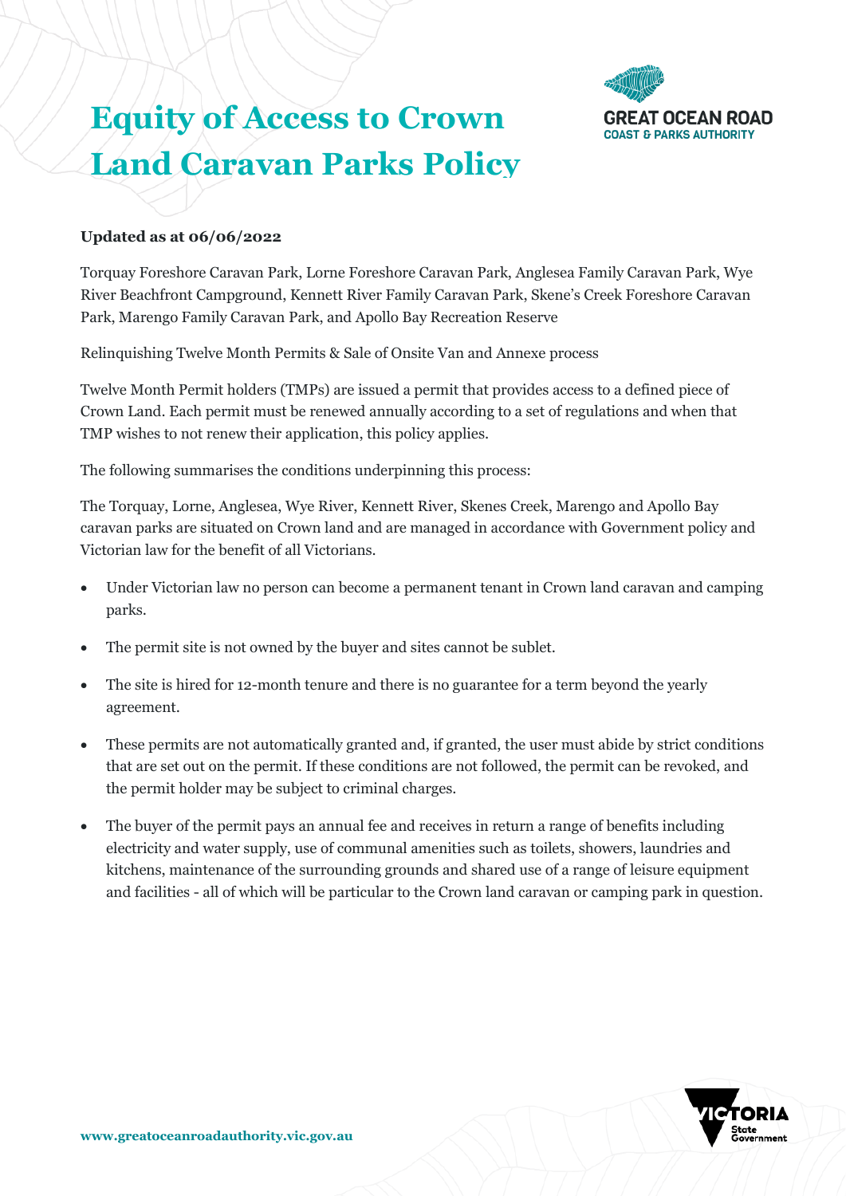# Equity of Access to Crown Land Caravan Parks Policy

**Updated as at 06/06/2022**

Torquay Foreshore Caravan Park, Lorne Foreshore Caravan Park, Anglesea Family Caravan Park, Wye River Beachfront Campground, Kennett River Family Caravan Park, Skene's Creek Foreshore Caravan Park, Marengo Family Caravan Park, and Apollo Bay Recreation Reserve

Relinquishing Twelve Month Permits & Sale of Onsite Van and Annexe process

Twelve Month Permit holders (TMPs) are issued a permit that provides access to a defined piece of Crown Land. Each permit must be renewed annually according to a set of regulations and when that TMP wishes to not renew their application, this policy applies.

The following summarises the conditions underpinning this process:

The Torquay, Lorne, Anglesea, Wye River, Kennett River, Skenes Creek, Marengo and Apollo Bay caravan parks are situated on Crown land and are managed in accordance with Government policy and Victorian law for the benefit of all Victorians.

- Under Victorian law no person can become a permanent tenant in Crown land caravan and camping parks.
- The permit site is not owned by the buyer and sites cannot be sublet.
- The site is hired for 12-month tenure and there is no guarantee for a term beyond the yearly agreement.
- These permits are not automatically granted and, if granted, the user must abide by strict conditions that are set out on the permit. If these conditions are not followed, the permit can be revoked, and the permit holder may be subject to criminal charges.
- The buyer of the permit pays an annual fee and receives in return a range of benefits including electricity and water supply, use of communal amenities such as toilets, showers, laundries and kitchens, maintenance of the surrounding grounds and shared use of a range of leisure equipment and facilities - all of which will be particular to the Crown land caravan or camping park in question.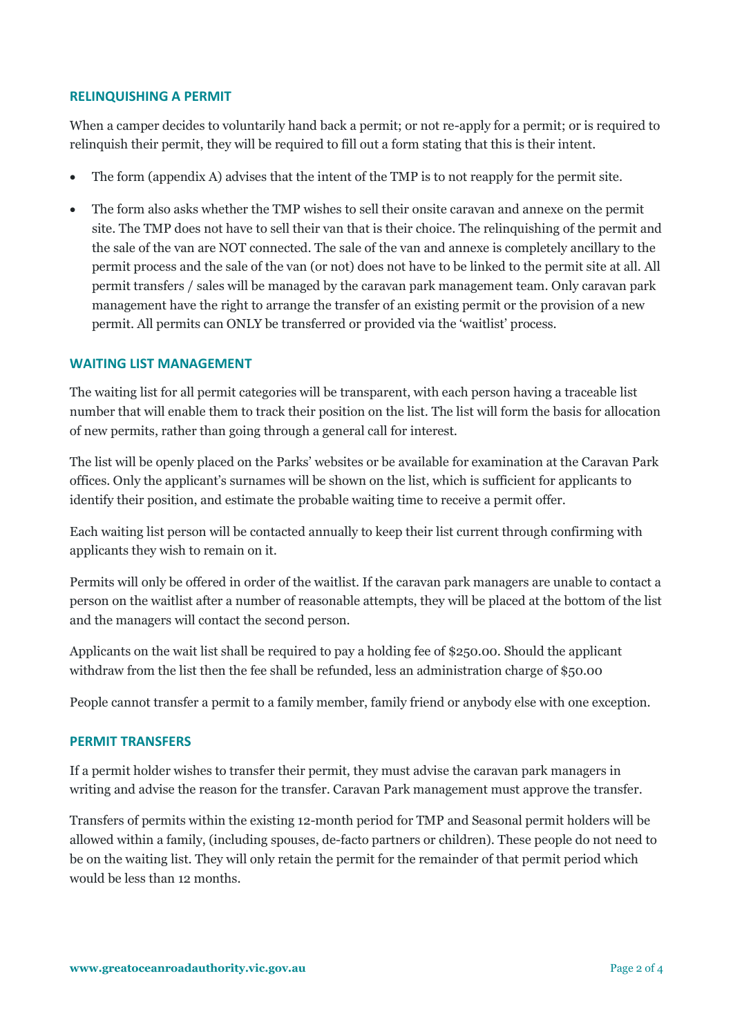## RELINQUISHING A PERMIT

When a camper decides to voluntarily hand back a permit; or not re-apply for a permit; or is required to relinquish their permit, they will be required to fill out a form stating that this is their intent.

- The form (appendix A) advises that the intent of the TMP is to not reapply for the permit site.
- The form also asks whether the TMP wishes to sell their onsite caravan and annexe on the permit site. The TMP does not have to sell their van that is their choice. The relinquishing of the permit and the sale of the van are NOT connected. The sale of the van and annexe is completely ancillary to the permit process and the sale of the van (or not) does not have to be linked to the permit site at all. All permit transfers / sales will be managed by the caravan park management team. Only caravan park management have the right to arrange the transfer of an existing permit or the provision of a new permit. All permits can ONLY be transferred or provided via the 'waitlist' process.

## WAITING LIST MANAGEMENT

The waiting list for all permit categories will be transparent, with each person having a traceable list number that will enable them to track their position on the list. The list will form the basis for allocation of new permits, rather than going through a general call for interest.

The list will be openly placed on the Parks' websites or be available for examination at the Caravan Park offices. Only the applicant's surnames will be shown on the list, which is sufficient for applicants to identify their position, and estimate the probable waiting time to receive a permit offer.

Each waiting list person will be contacted annually to keep their list current through confirming with applicants they wish to remain on it.

Permits will only be offered in order of the waitlist. If the caravan park managers are unable to contact a person on the waitlist after a number of reasonable attempts, they will be placed at the bottom of the list and the managers will contact the second person.

Applicants on the wait list shall be required to pay a holding fee of $250.00. Should the applicant withdraw from the list then the fee shall be refunded, less an administration charge of $50.00

People cannot transfer a permit to a family member, family friend or anybody else with one exception.

## PERMIT TRANSFERS

If a permit holder wishes to transfer their permit, they must advise the caravan park managers in writing and advise the reason for the transfer. Caravan Park management must approve the transfer.

Transfers of permits within the existing 12-month period for TMP and Seasonal permit holders will be allowed within a family, (including spouses, de-facto partners or children). These people do not need to be on the waiting list. They will only retain the permit for the remainder of that permit period which would be less than 12 months.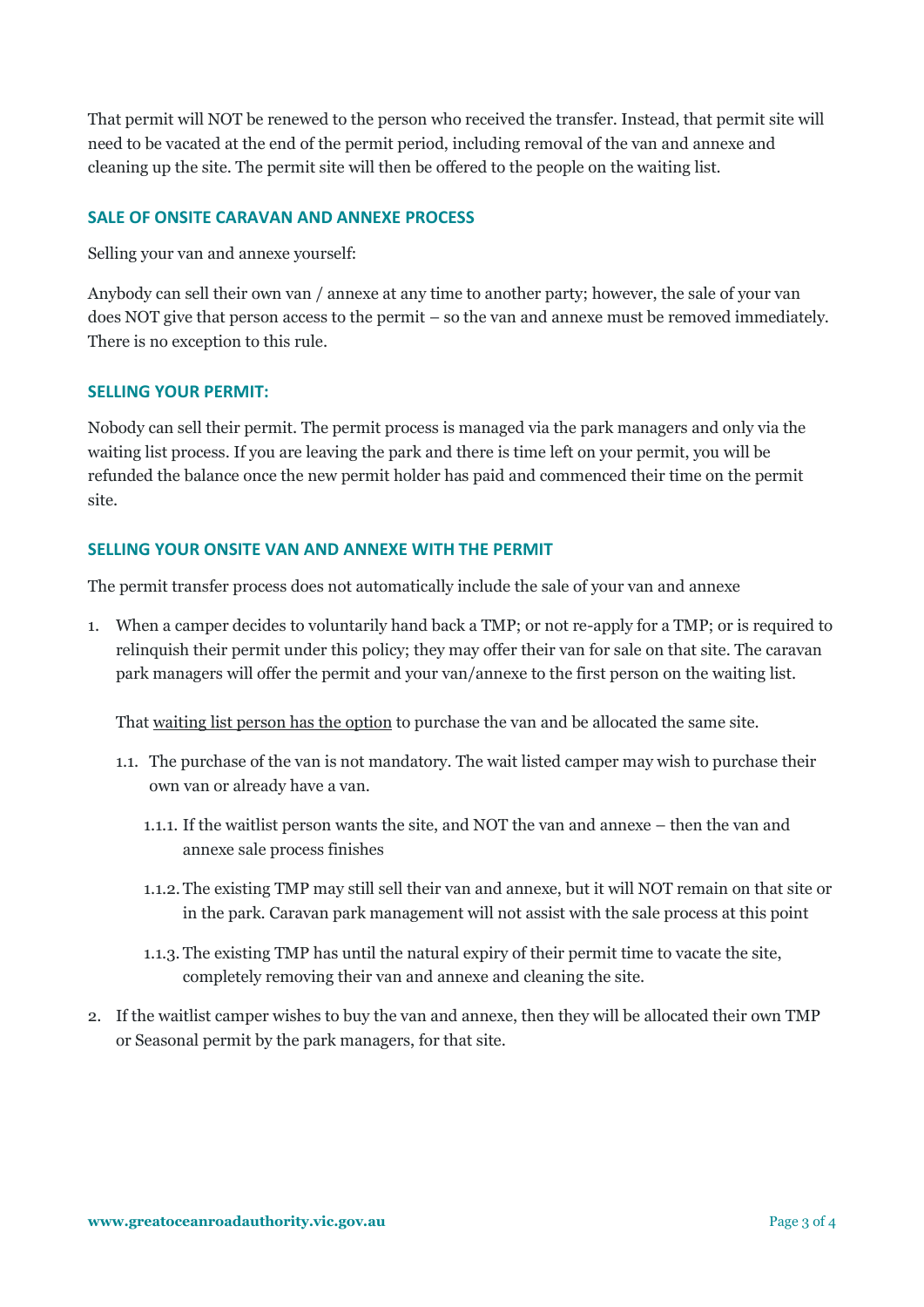That permit will NOT be renewed to the person who received the transfer. Instead, that permit site will need to be vacated at the end of the permit period, including removal of the van and annexe and cleaning up the site. The permit site will then be offered to the people on the waiting list.

## SALE OF ONSITE CARAVAN AND ANNEXE PROCESS

Selling your van and annexe yourself:

Anybody can sell their own van / annexe at any time to another party; however, the sale of your van does NOT give that person access to the permit – so the van and annexe must be removed immediately. There is no exception to this rule.

## SELLING YOUR PERMIT:

Nobody can sell their permit. The permit process is managed via the park managers and only via the waiting list process. If you are leaving the park and there is time left on your permit, you will be refunded the balance once the new permit holder has paid and commenced their time on the permit site.

## SELLING YOUR ONSITE VAN AND ANNEXE WITH THE PERMIT

The permit transfer process does not automatically include the sale of your van and annexe

1. When a camper decides to voluntarily hand back a TMP; or not re-apply for a TMP; or is required to relinquish their permit under this policy; they may offer their van for sale on that site. The caravan park managers will offer the permit and your van/annexe to the first person on the waiting list.

   That <u>waiting list person has the option</u> to purchase the van and be allocated the same site.

   1.1. The purchase of the van is not mandatory. The wait listed camper may wish to purchase their own van or already have a van.

      1.1.1. If the waitlist person wants the site, and NOT the van and annexe – then the van and annexe sale process finishes

      1.1.2. The existing TMP may still sell their van and annexe, but it will NOT remain on that site or in the park. Caravan park management will not assist with the sale process at this point

      1.1.3. The existing TMP has until the natural expiry of their permit time to vacate the site, completely removing their van and annexe and cleaning the site.

2. If the waitlist camper wishes to buy the van and annexe, then they will be allocated their own TMP or Seasonal permit by the park managers, for that site.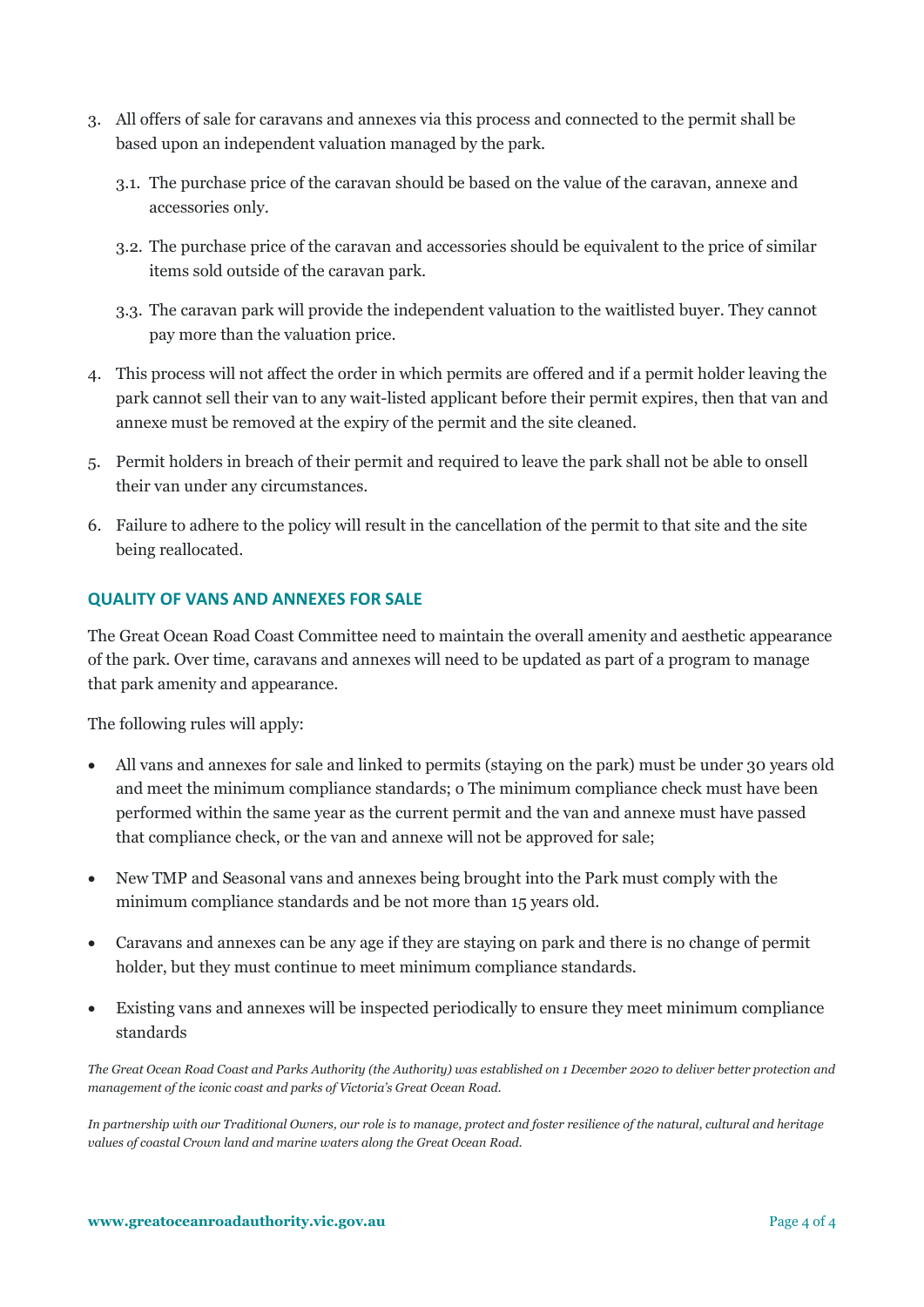3. All offers of sale for caravans and annexes via this process and connected to the permit shall be based upon an independent valuation managed by the park.
   3.1. The purchase price of the caravan should be based on the value of the caravan, annexe and accessories only.
   3.2. The purchase price of the caravan and accessories should be equivalent to the price of similar items sold outside of the caravan park.
   3.3. The caravan park will provide the independent valuation to the waitlisted buyer. They cannot pay more than the valuation price.
4. This process will not affect the order in which permits are offered and if a permit holder leaving the park cannot sell their van to any wait-listed applicant before their permit expires, then that van and annexe must be removed at the expiry of the permit and the site cleaned.
5. Permit holders in breach of their permit and required to leave the park shall not be able to onsell their van under any circumstances.
6. Failure to adhere to the policy will result in the cancellation of the permit to that site and the site being reallocated.

## QUALITY OF VANS AND ANNEXES FOR SALE

The Great Ocean Road Coast Committee need to maintain the overall amenity and aesthetic appearance of the park. Over time, caravans and annexes will need to be updated as part of a program to manage that park amenity and appearance.

The following rules will apply:

- All vans and annexes for sale and linked to permits (staying on the park) must be under 30 years old and meet the minimum compliance standards; o The minimum compliance check must have been performed within the same year as the current permit and the van and annexe must have passed that compliance check, or the van and annexe will not be approved for sale;
- New TMP and Seasonal vans and annexes being brought into the Park must comply with the minimum compliance standards and be not more than 15 years old.
- Caravans and annexes can be any age if they are staying on park and there is no change of permit holder, but they must continue to meet minimum compliance standards.
- Existing vans and annexes will be inspected periodically to ensure they meet minimum compliance standards

*The Great Ocean Road Coast and Parks Authority (the Authority) was established on 1 December 2020 to deliver better protection and management of the iconic coast and parks of Victoria's Great Ocean Road.*

*In partnership with our Traditional Owners, our role is to manage, protect and foster resilience of the natural, cultural and heritage values of coastal Crown land and marine waters along the Great Ocean Road.*

**www.greatoceanroadauthority.vic.gov.au**